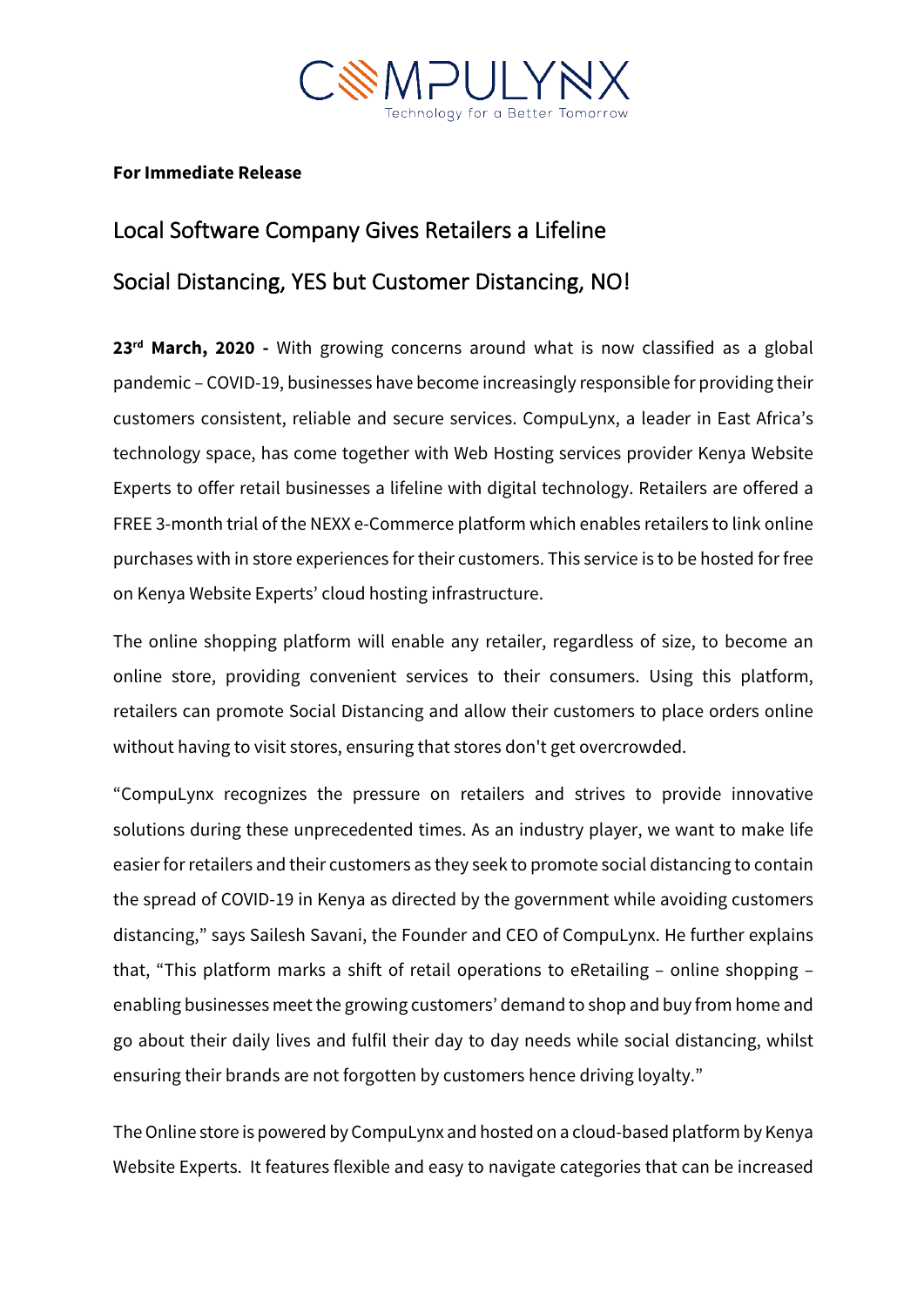COMPULYNX

Technology for a Better Tomorrow

**For Immediate Release**

# Local Software Company Gives Retailers a Lifeline

## Social Distancing, YES but Customer Distancing, NO!

**23rd March, 2020 -** With growing concerns around what is now classified as a global pandemic – COVID-19, businesses have become increasingly responsible for providing their customers consistent, reliable and secure services. CompuLynx, a leader in East Africa's technology space, has come together with Web Hosting services provider Kenya Website Experts to offer retail businesses a lifeline with digital technology. Retailers are offered a FREE 3-month trial of the NEXX e-Commerce platform which enables retailers to link online purchases with in store experiences for their customers. This service is to be hosted for free on Kenya Website Experts' cloud hosting infrastructure.

The online shopping platform will enable any retailer, regardless of size, to become an online store, providing convenient services to their consumers. Using this platform, retailers can promote Social Distancing and allow their customers to place orders online without having to visit stores, ensuring that stores don't get overcrowded.

"CompuLynx recognizes the pressure on retailers and strives to provide innovative solutions during these unprecedented times. As an industry player, we want to make life easier for retailers and their customers as they seek to promote social distancing to contain the spread of COVID-19 in Kenya as directed by the government while avoiding customers distancing," says Sailesh Savani, the Founder and CEO of CompuLynx. He further explains that, "This platform marks a shift of retail operations to eRetailing – online shopping – enabling businesses meet the growing customers' demand to shop and buy from home and go about their daily lives and fulfil their day to day needs while social distancing, whilst ensuring their brands are not forgotten by customers hence driving loyalty."

The Online store is powered by CompuLynx and hosted on a cloud-based platform by Kenya Website Experts. It features flexible and easy to navigate categories that can be increased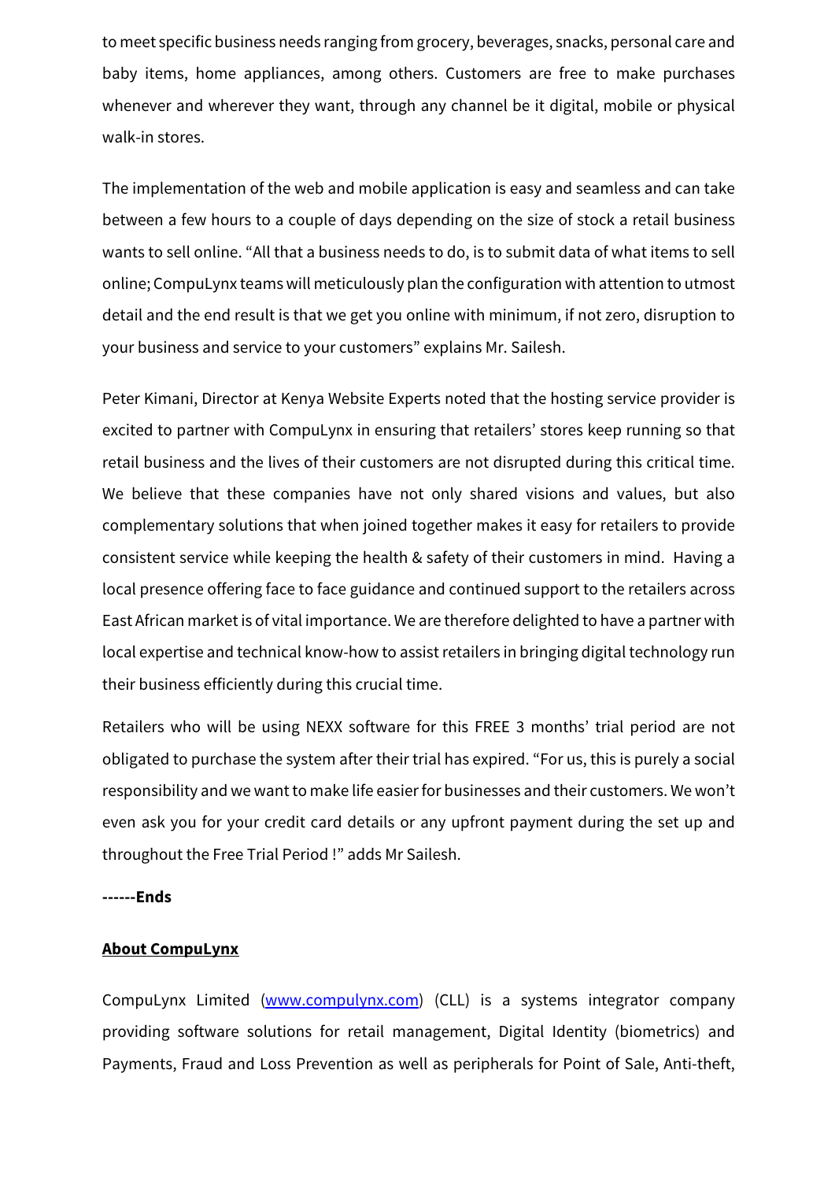to meet specific business needs ranging from grocery, beverages, snacks, personal care and baby items, home appliances, among others. Customers are free to make purchases whenever and wherever they want, through any channel be it digital, mobile or physical walk-in stores.

The implementation of the web and mobile application is easy and seamless and can take between a few hours to a couple of days depending on the size of stock a retail business wants to sell online. "All that a business needs to do, is to submit data of what items to sell online; CompuLynx teams will meticulously plan the configuration with attention to utmost detail and the end result is that we get you online with minimum, if not zero, disruption to your business and service to your customers" explains Mr. Sailesh.

Peter Kimani, Director at Kenya Website Experts noted that the hosting service provider is excited to partner with CompuLynx in ensuring that retailers' stores keep running so that retail business and the lives of their customers are not disrupted during this critical time. We believe that these companies have not only shared visions and values, but also complementary solutions that when joined together makes it easy for retailers to provide consistent service while keeping the health & safety of their customers in mind. Having a local presence offering face to face guidance and continued support to the retailers across East African market is of vital importance. We are therefore delighted to have a partner with local expertise and technical know-how to assist retailers in bringing digital technology run their business efficiently during this crucial time.

Retailers who will be using NEXX software for this FREE 3 months' trial period are not obligated to purchase the system after their trial has expired. "For us, this is purely a social responsibility and we want to make life easier for businesses and their customers. We won't even ask you for your credit card details or any upfront payment during the set up and throughout the Free Trial Period !" adds Mr Sailesh.

**------Ends**

**About CompuLynx**

CompuLynx Limited ([www.compulynx.com](http://www.compulynx.com)) (CLL) is a systems integrator company providing software solutions for retail management, Digital Identity (biometrics) and Payments, Fraud and Loss Prevention as well as peripherals for Point of Sale, Anti-theft,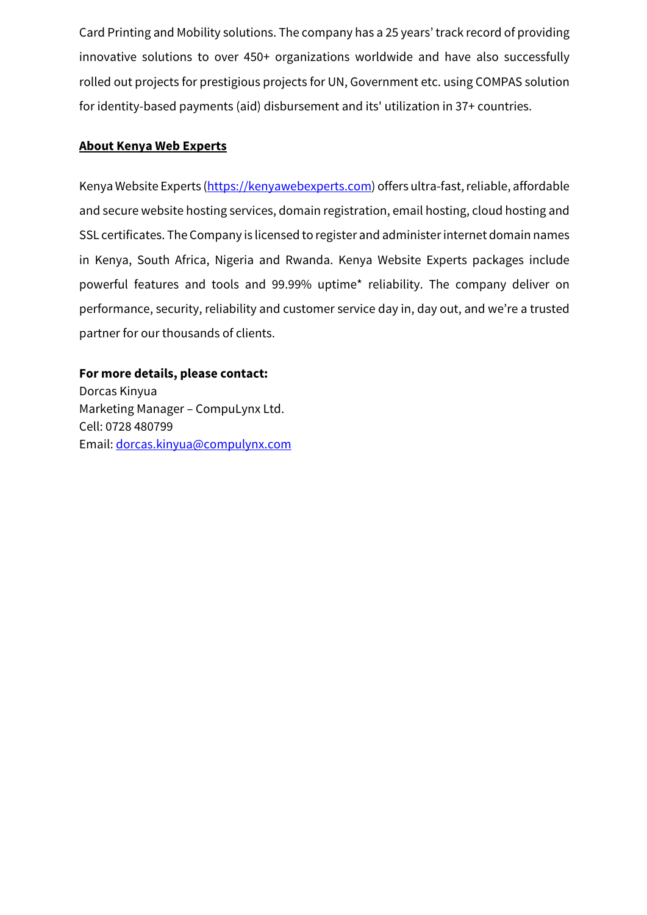Card Printing and Mobility solutions. The company has a 25 years' track record of providing innovative solutions to over 450+ organizations worldwide and have also successfully rolled out projects for prestigious projects for UN, Government etc. using COMPAS solution for identity-based payments (aid) disbursement and its' utilization in 37+ countries.

**About Kenya Web Experts**

Kenya Website Experts (https://kenyawebexperts.com) offers ultra-fast, reliable, affordable and secure website hosting services, domain registration, email hosting, cloud hosting and SSL certificates. The Company is licensed to register and administer internet domain names in Kenya, South Africa, Nigeria and Rwanda. Kenya Website Experts packages include powerful features and tools and 99.99% uptime* reliability. The company deliver on performance, security, reliability and customer service day in, day out, and we're a trusted partner for our thousands of clients.

**For more details, please contact:**
Dorcas Kinyua
Marketing Manager – CompuLynx Ltd.
Cell: 0728 480799
Email: dorcas.kinyua@compulynx.com